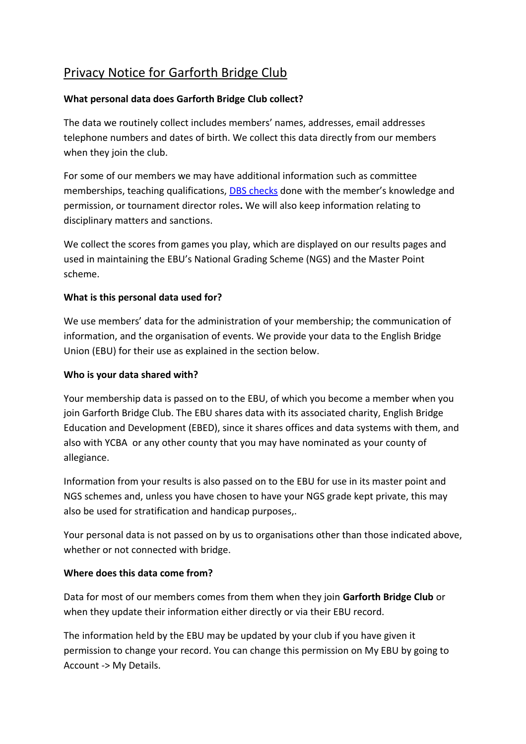# Privacy Notice for Garforth Bridge Club

**What personal data does Garforth Bridge Club collect?**

The data we routinely collect includes members' names, addresses, email addresses telephone numbers and dates of birth. We collect this data directly from our members when they join the club.

For some of our members we may have additional information such as committee memberships, teaching qualifications, [DBS checks] done with the member's knowledge and permission, or tournament director roles**.** We will also keep information relating to disciplinary matters and sanctions.

We collect the scores from games you play, which are displayed on our results pages and used in maintaining the EBU's National Grading Scheme (NGS) and the Master Point scheme.

**What is this personal data used for?**

We use members' data for the administration of your membership; the communication of information, and the organisation of events. We provide your data to the English Bridge Union (EBU) for their use as explained in the section below.

**Who is your data shared with?**

Your membership data is passed on to the EBU, of which you become a member when you join Garforth Bridge Club. The EBU shares data with its associated charity, English Bridge Education and Development (EBED), since it shares offices and data systems with them, and also with YCBA  or any other county that you may have nominated as your county of allegiance.

Information from your results is also passed on to the EBU for use in its master point and NGS schemes and, unless you have chosen to have your NGS grade kept private, this may also be used for stratification and handicap purposes,.

Your personal data is not passed on by us to organisations other than those indicated above, whether or not connected with bridge.

**Where does this data come from?**

Data for most of our members comes from them when they join **Garforth Bridge Club** or when they update their information either directly or via their EBU record.

The information held by the EBU may be updated by your club if you have given it permission to change your record. You can change this permission on My EBU by going to Account -> My Details.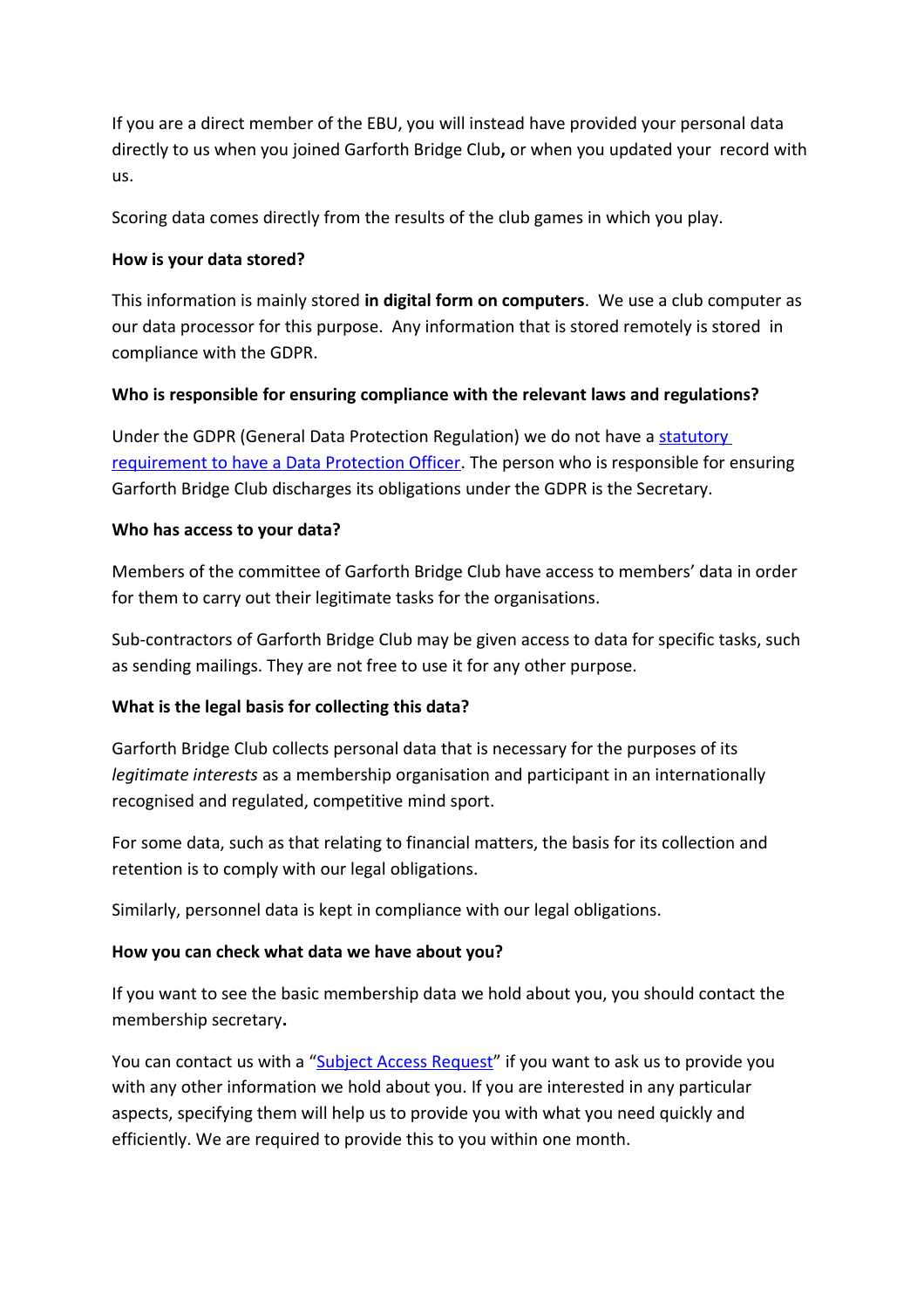If you are a direct member of the EBU, you will instead have provided your personal data directly to us when you joined Garforth Bridge Club**,** or when you updated your record with us.

Scoring data comes directly from the results of the club games in which you play.

**How is your data stored?**

This information is mainly stored **in digital form on computers**. We use a club computer as our data processor for this purpose. Any information that is stored remotely is stored in compliance with the GDPR.

**Who is responsible for ensuring compliance with the relevant laws and regulations?**

Under the GDPR (General Data Protection Regulation) we do not have a statutory requirement to have a Data Protection Officer. The person who is responsible for ensuring Garforth Bridge Club discharges its obligations under the GDPR is the Secretary.

**Who has access to your data?**

Members of the committee of Garforth Bridge Club have access to members' data in order for them to carry out their legitimate tasks for the organisations.

Sub-contractors of Garforth Bridge Club may be given access to data for specific tasks, such as sending mailings. They are not free to use it for any other purpose.

**What is the legal basis for collecting this data?**

Garforth Bridge Club collects personal data that is necessary for the purposes of its *legitimate interests* as a membership organisation and participant in an internationally recognised and regulated, competitive mind sport.

For some data, such as that relating to financial matters, the basis for its collection and retention is to comply with our legal obligations.

Similarly, personnel data is kept in compliance with our legal obligations.

**How you can check what data we have about you?**

If you want to see the basic membership data we hold about you, you should contact the membership secretary**.**

You can contact us with a "Subject Access Request" if you want to ask us to provide you with any other information we hold about you. If you are interested in any particular aspects, specifying them will help us to provide you with what you need quickly and efficiently. We are required to provide this to you within one month.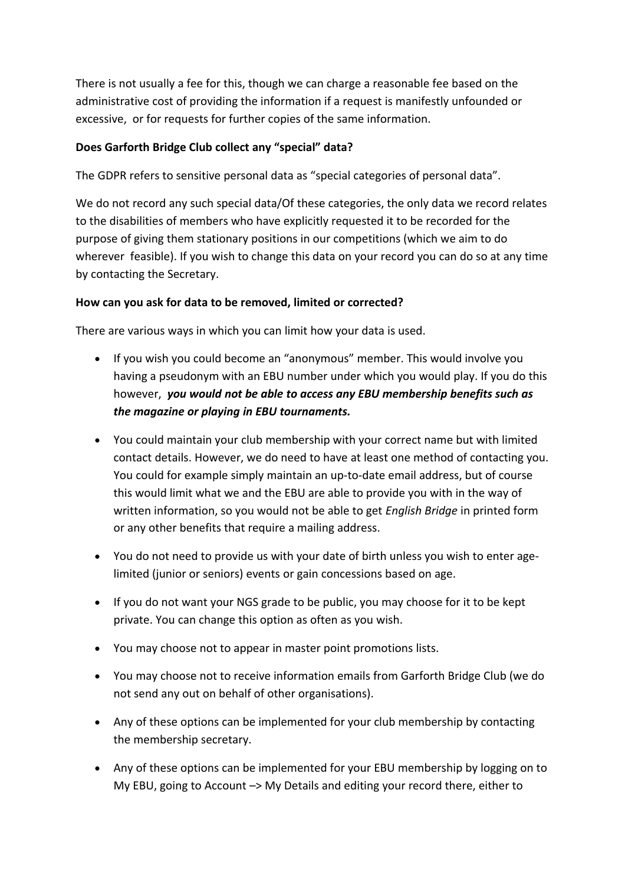There is not usually a fee for this, though we can charge a reasonable fee based on the administrative cost of providing the information if a request is manifestly unfounded or excessive, or for requests for further copies of the same information.

**Does Garforth Bridge Club collect any "special" data?**

The GDPR refers to sensitive personal data as "special categories of personal data".

We do not record any such special data/Of these categories, the only data we record relates to the disabilities of members who have explicitly requested it to be recorded for the purpose of giving them stationary positions in our competitions (which we aim to do wherever feasible). If you wish to change this data on your record you can do so at any time by contacting the Secretary.

**How can you ask for data to be removed, limited or corrected?**

There are various ways in which you can limit how your data is used.

- If you wish you could become an "anonymous" member. This would involve you having a pseudonym with an EBU number under which you would play. If you do this however, ***you would not be able to access any EBU membership benefits such as the magazine or playing in EBU tournaments.***
- You could maintain your club membership with your correct name but with limited contact details. However, we do need to have at least one method of contacting you. You could for example simply maintain an up-to-date email address, but of course this would limit what we and the EBU are able to provide you with in the way of written information, so you would not be able to get *English Bridge* in printed form or any other benefits that require a mailing address.
- You do not need to provide us with your date of birth unless you wish to enter age-limited (junior or seniors) events or gain concessions based on age.
- If you do not want your NGS grade to be public, you may choose for it to be kept private. You can change this option as often as you wish.
- You may choose not to appear in master point promotions lists.
- You may choose not to receive information emails from Garforth Bridge Club (we do not send any out on behalf of other organisations).
- Any of these options can be implemented for your club membership by contacting the membership secretary.
- Any of these options can be implemented for your EBU membership by logging on to My EBU, going to Account –> My Details and editing your record there, either to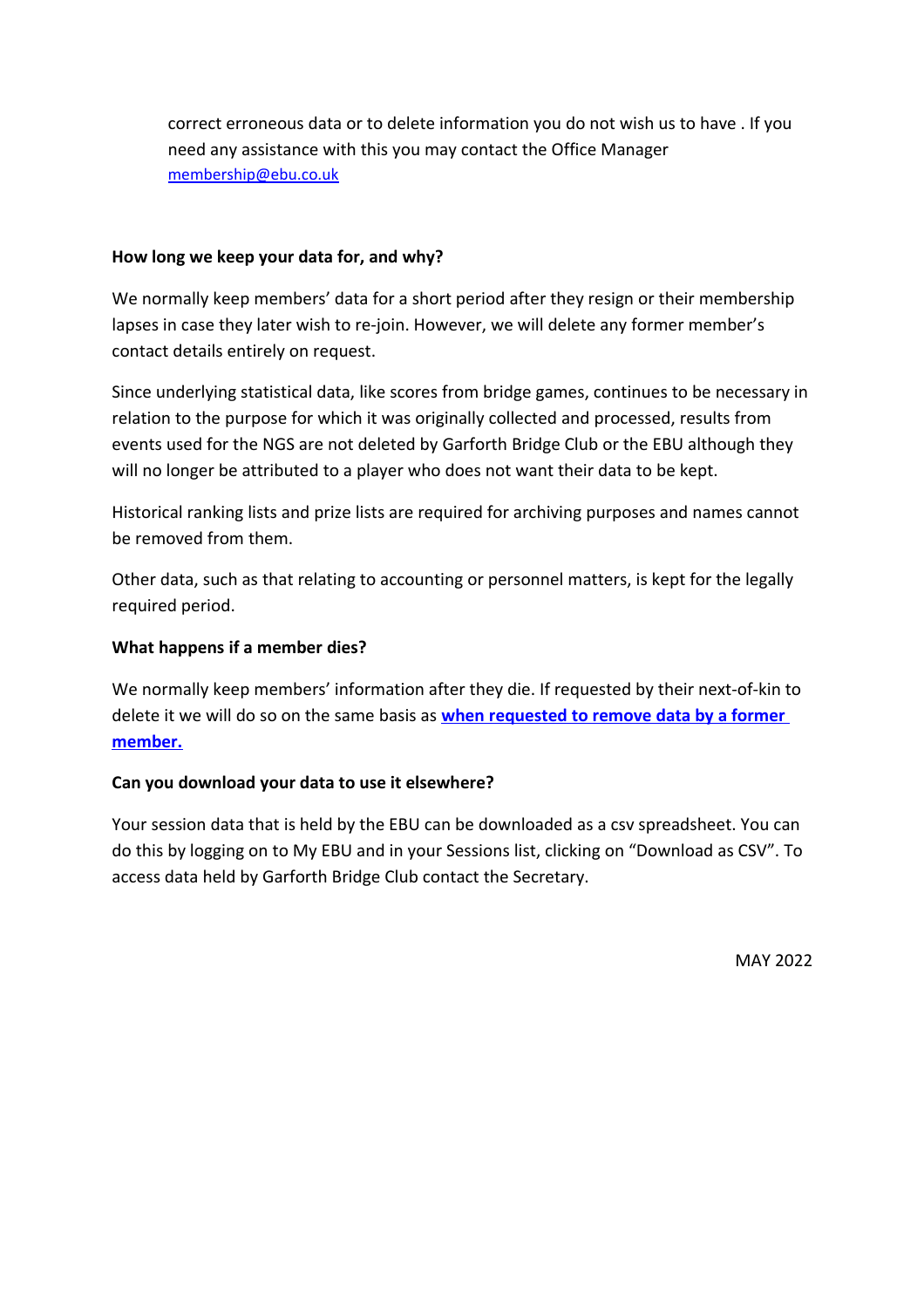correct erroneous data or to delete information you do not wish us to have . If you need any assistance with this you may contact the Office Manager [membership@ebu.co.uk](mailto:membership@ebu.co.uk)

**How long we keep your data for, and why?**

We normally keep members' data for a short period after they resign or their membership lapses in case they later wish to re-join. However, we will delete any former member's contact details entirely on request.

Since underlying statistical data, like scores from bridge games, continues to be necessary in relation to the purpose for which it was originally collected and processed, results from events used for the NGS are not deleted by Garforth Bridge Club or the EBU although they will no longer be attributed to a player who does not want their data to be kept.

Historical ranking lists and prize lists are required for archiving purposes and names cannot be removed from them.

Other data, such as that relating to accounting or personnel matters, is kept for the legally required period.

**What happens if a member dies?**

We normally keep members' information after they die. If requested by their next-of-kin to delete it we will do so on the same basis as **when requested to remove data by a former member.**

**Can you download your data to use it elsewhere?**

Your session data that is held by the EBU can be downloaded as a csv spreadsheet. You can do this by logging on to My EBU and in your Sessions list, clicking on "Download as CSV". To access data held by Garforth Bridge Club contact the Secretary.

MAY 2022